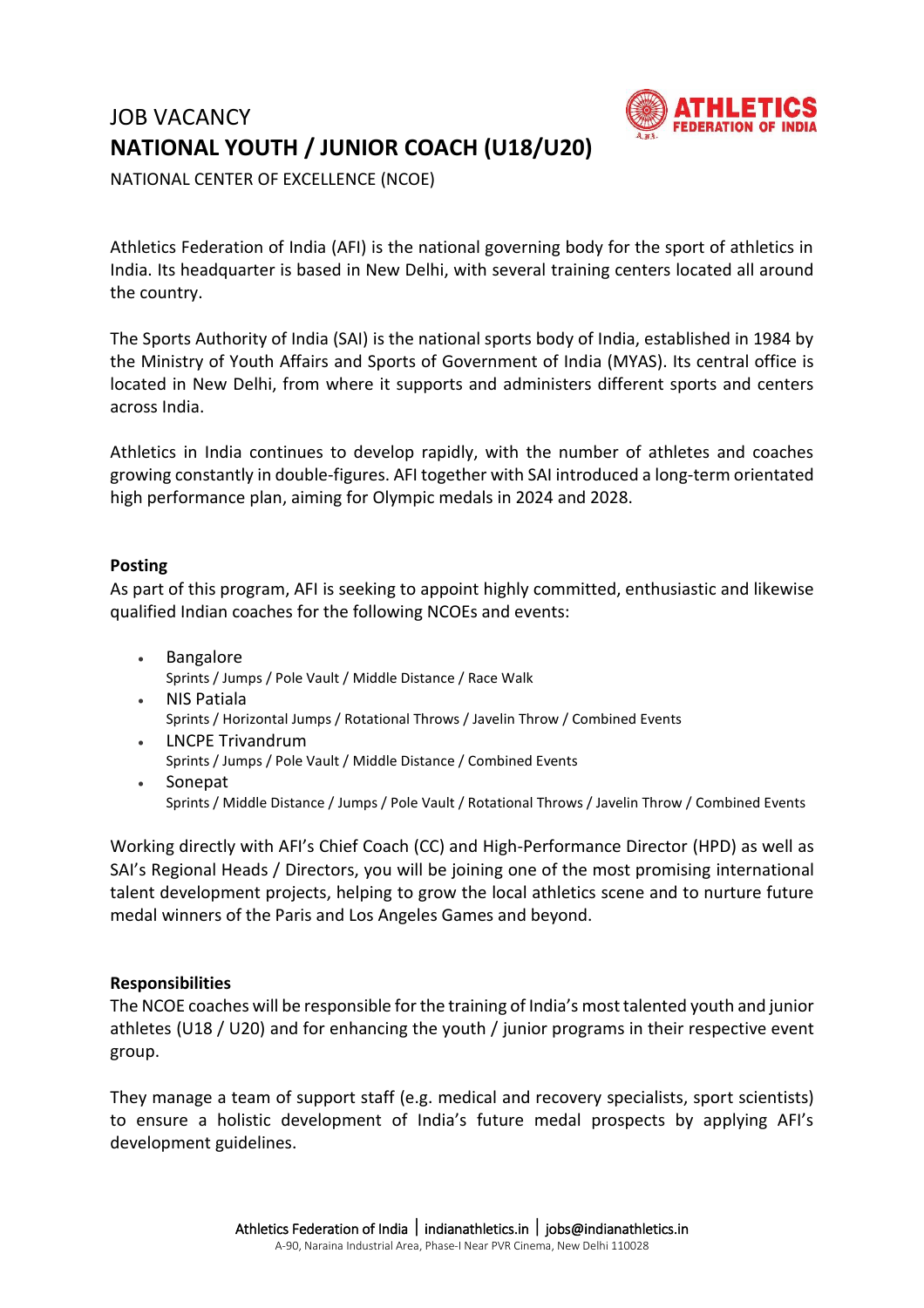JOB VACANCY

# NATIONAL YOUTH / JUNIOR COACH (U18/U20)

NATIONAL CENTER OF EXCELLENCE (NCOE)

Athletics Federation of India (AFI) is the national governing body for the sport of athletics in India. Its headquarter is based in New Delhi, with several training centers located all around the country.

The Sports Authority of India (SAI) is the national sports body of India, established in 1984 by the Ministry of Youth Affairs and Sports of Government of India (MYAS). Its central office is located in New Delhi, from where it supports and administers different sports and centers across India.

Athletics in India continues to develop rapidly, with the number of athletes and coaches growing constantly in double-figures. AFI together with SAI introduced a long-term orientated high performance plan, aiming for Olympic medals in 2024 and 2028.

**Posting**

As part of this program, AFI is seeking to appoint highly committed, enthusiastic and likewise qualified Indian coaches for the following NCOEs and events:

- Bangalore
  Sprints / Jumps / Pole Vault / Middle Distance / Race Walk
- NIS Patiala
  Sprints / Horizontal Jumps / Rotational Throws / Javelin Throw / Combined Events
- LNCPE Trivandrum
  Sprints / Jumps / Pole Vault / Middle Distance / Combined Events
- Sonepat
  Sprints / Middle Distance / Jumps / Pole Vault / Rotational Throws / Javelin Throw / Combined Events

Working directly with AFI's Chief Coach (CC) and High-Performance Director (HPD) as well as SAI's Regional Heads / Directors, you will be joining one of the most promising international talent development projects, helping to grow the local athletics scene and to nurture future medal winners of the Paris and Los Angeles Games and beyond.

**Responsibilities**

The NCOE coaches will be responsible for the training of India's most talented youth and junior athletes (U18 / U20) and for enhancing the youth / junior programs in their respective event group.

They manage a team of support staff (e.g. medical and recovery specialists, sport scientists) to ensure a holistic development of India's future medal prospects by applying AFI's development guidelines.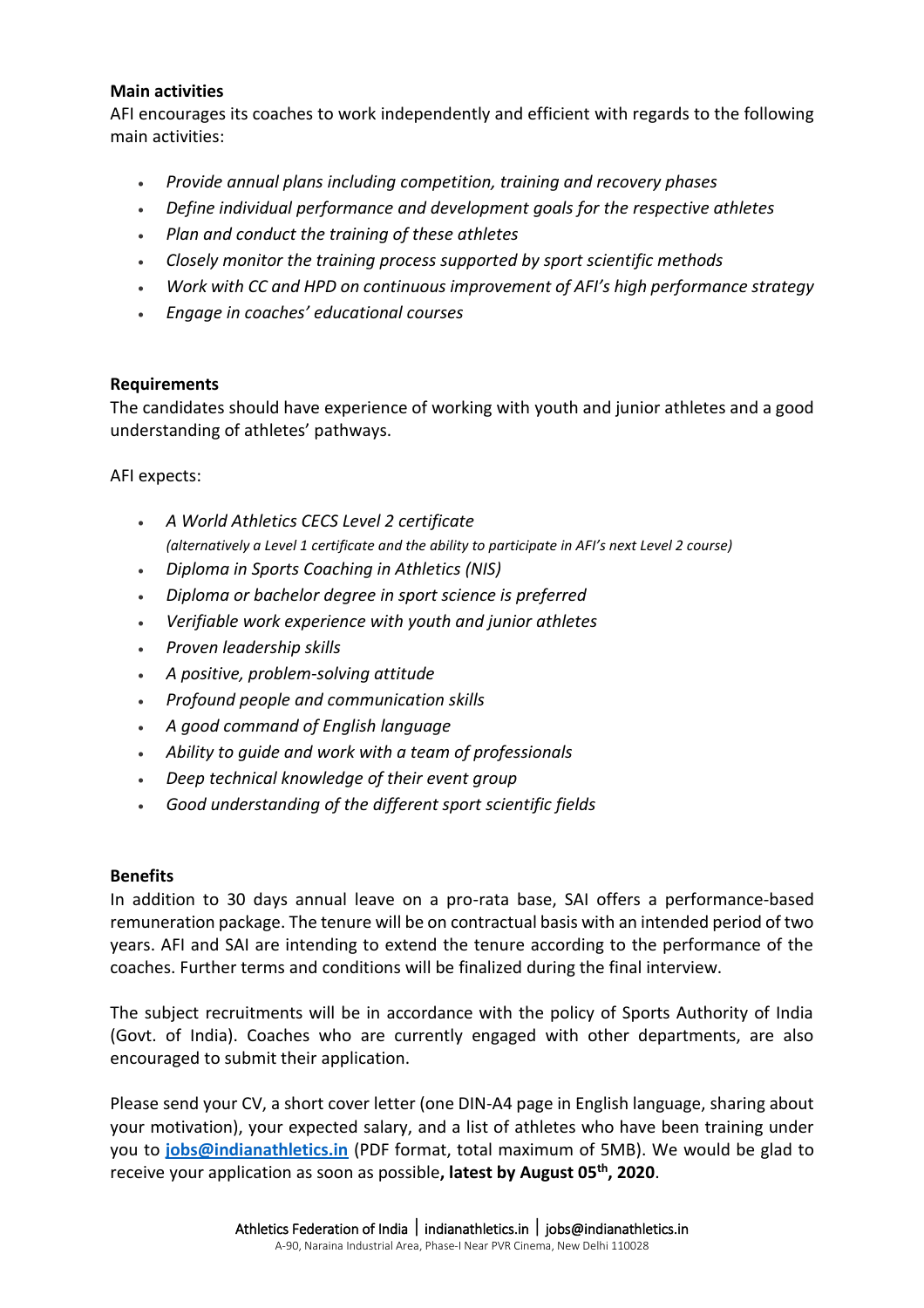**Main activities**

AFI encourages its coaches to work independently and efficient with regards to the following main activities:

- *Provide annual plans including competition, training and recovery phases*
- *Define individual performance and development goals for the respective athletes*
- *Plan and conduct the training of these athletes*
- *Closely monitor the training process supported by sport scientific methods*
- *Work with CC and HPD on continuous improvement of AFI's high performance strategy*
- *Engage in coaches' educational courses*

**Requirements**

The candidates should have experience of working with youth and junior athletes and a good understanding of athletes' pathways.

AFI expects:

- *A World Athletics CECS Level 2 certificate*
  *(alternatively a Level 1 certificate and the ability to participate in AFI's next Level 2 course)*
- *Diploma in Sports Coaching in Athletics (NIS)*
- *Diploma or bachelor degree in sport science is preferred*
- *Verifiable work experience with youth and junior athletes*
- *Proven leadership skills*
- *A positive, problem-solving attitude*
- *Profound people and communication skills*
- *A good command of English language*
- *Ability to guide and work with a team of professionals*
- *Deep technical knowledge of their event group*
- *Good understanding of the different sport scientific fields*

**Benefits**

In addition to 30 days annual leave on a pro-rata base, SAI offers a performance-based remuneration package. The tenure will be on contractual basis with an intended period of two years. AFI and SAI are intending to extend the tenure according to the performance of the coaches. Further terms and conditions will be finalized during the final interview.

The subject recruitments will be in accordance with the policy of Sports Authority of India (Govt. of India). Coaches who are currently engaged with other departments, are also encouraged to submit their application.

Please send your CV, a short cover letter (one DIN-A4 page in English language, sharing about your motivation), your expected salary, and a list of athletes who have been training under you to **jobs@indianathletics.in** (PDF format, total maximum of 5MB). We would be glad to receive your application as soon as possible**, latest by August 05th, 2020**.

Athletics Federation of India | indianathletics.in | jobs@indianathletics.in
A-90, Naraina Industrial Area, Phase-I Near PVR Cinema, New Delhi 110028